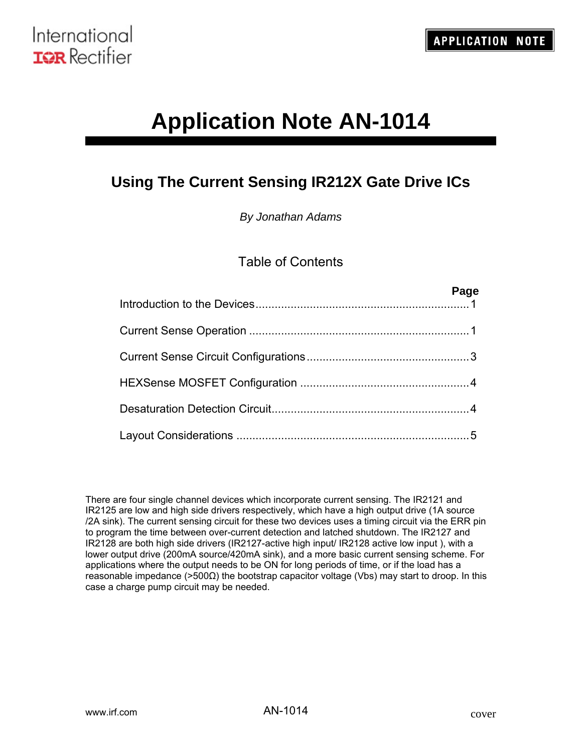International
IOR Rectifier

APPLICATION NOTE

# Application Note AN-1014

## Using The Current Sensing IR212X Gate Drive ICs

*By Jonathan Adams*

### Table of Contents

| | Page |
|---|---|
| Introduction to the Devices | 1 |
| Current Sense Operation | 1 |
| Current Sense Circuit Configurations | 3 |
| HEXSense MOSFET Configuration | 4 |
| Desaturation Detection Circuit | 4 |
| Layout Considerations | 5 |

There are four single channel devices which incorporate current sensing. The IR2121 and IR2125 are low and high side drivers respectively, which have a high output drive (1A source /2A sink). The current sensing circuit for these two devices uses a timing circuit via the ERR pin to program the time between over-current detection and latched shutdown. The IR2127 and IR2128 are both high side drivers (IR2127-active high input/ IR2128 active low input ), with a lower output drive (200mA source/420mA sink), and a more basic current sensing scheme. For applications where the output needs to be ON for long periods of time, or if the load has a reasonable impedance (>500Ω) the bootstrap capacitor voltage (Vbs) may start to droop. In this case a charge pump circuit may be needed.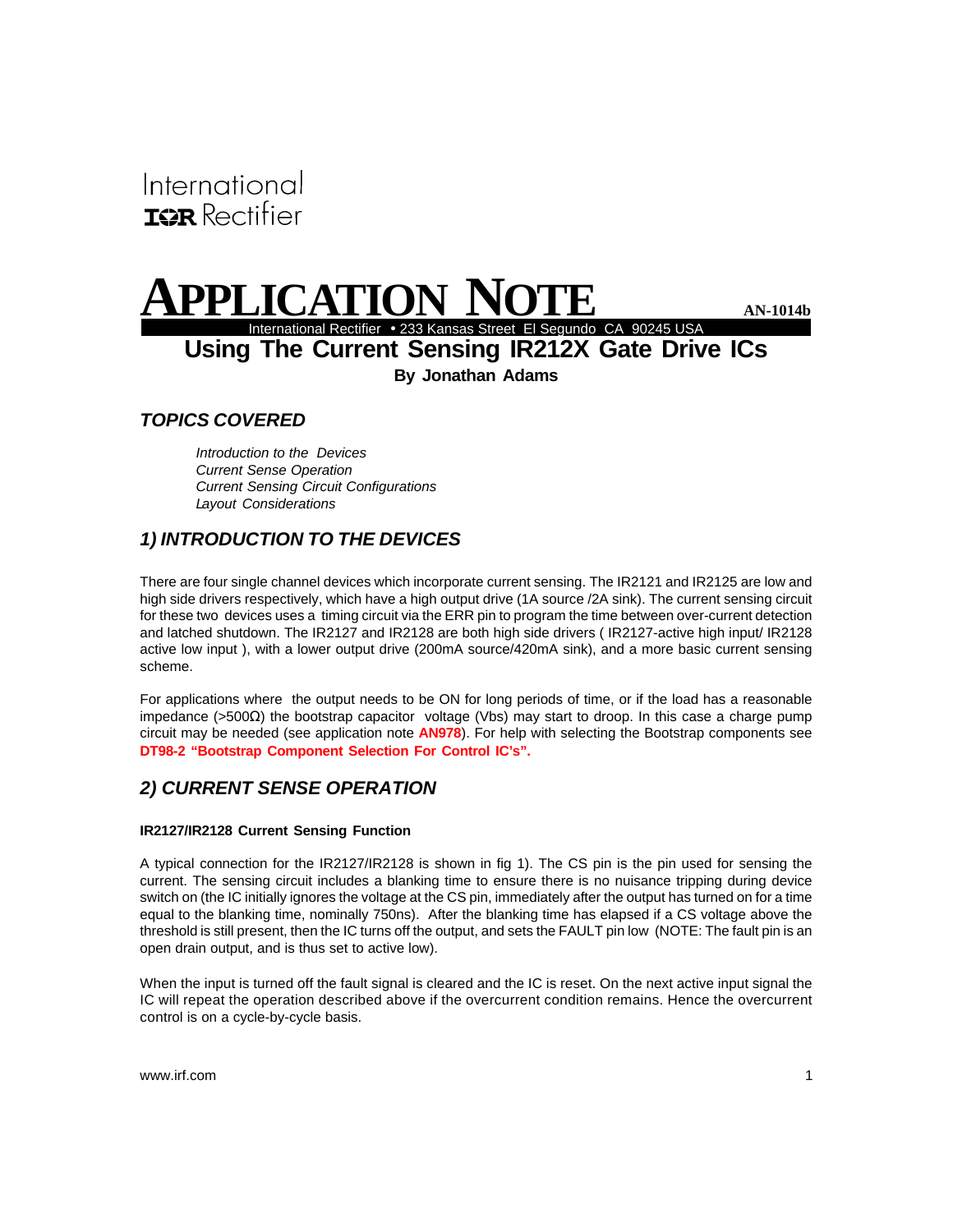International
IOR Rectifier

# APPLICATION NOTE

AN-1014b

International Rectifier • 233 Kansas Street El Segundo CA 90245 USA

## Using The Current Sensing IR212X Gate Drive ICs

**By Jonathan Adams**

## *TOPICS COVERED*

*Introduction to the Devices*
*Current Sense Operation*
*Current Sensing Circuit Configurations*
*Layout Considerations*

## *1) INTRODUCTION TO THE DEVICES*

There are four single channel devices which incorporate current sensing. The IR2121 and IR2125 are low and high side drivers respectively, which have a high output drive (1A source /2A sink). The current sensing circuit for these two devices uses a timing circuit via the ERR pin to program the time between over-current detection and latched shutdown. The IR2127 and IR2128 are both high side drivers ( IR2127-active high input/ IR2128 active low input ), with a lower output drive (200mA source/420mA sink), and a more basic current sensing scheme.

For applications where the output needs to be ON for long periods of time, or if the load has a reasonable impedance (>500Ω) the bootstrap capacitor voltage (Vbs) may start to droop. In this case a charge pump circuit may be needed (see application note **AN978**). For help with selecting the Bootstrap components see **DT98-2 "Bootstrap Component Selection For Control IC's".**

## *2) CURRENT SENSE OPERATION*

### IR2127/IR2128 Current Sensing Function

A typical connection for the IR2127/IR2128 is shown in fig 1). The CS pin is the pin used for sensing the current. The sensing circuit includes a blanking time to ensure there is no nuisance tripping during device switch on (the IC initially ignores the voltage at the CS pin, immediately after the output has turned on for a time equal to the blanking time, nominally 750ns). After the blanking time has elapsed if a CS voltage above the threshold is still present, then the IC turns off the output, and sets the FAULT pin low (NOTE: The fault pin is an open drain output, and is thus set to active low).

When the input is turned off the fault signal is cleared and the IC is reset. On the next active input signal the IC will repeat the operation described above if the overcurrent condition remains. Hence the overcurrent control is on a cycle-by-cycle basis.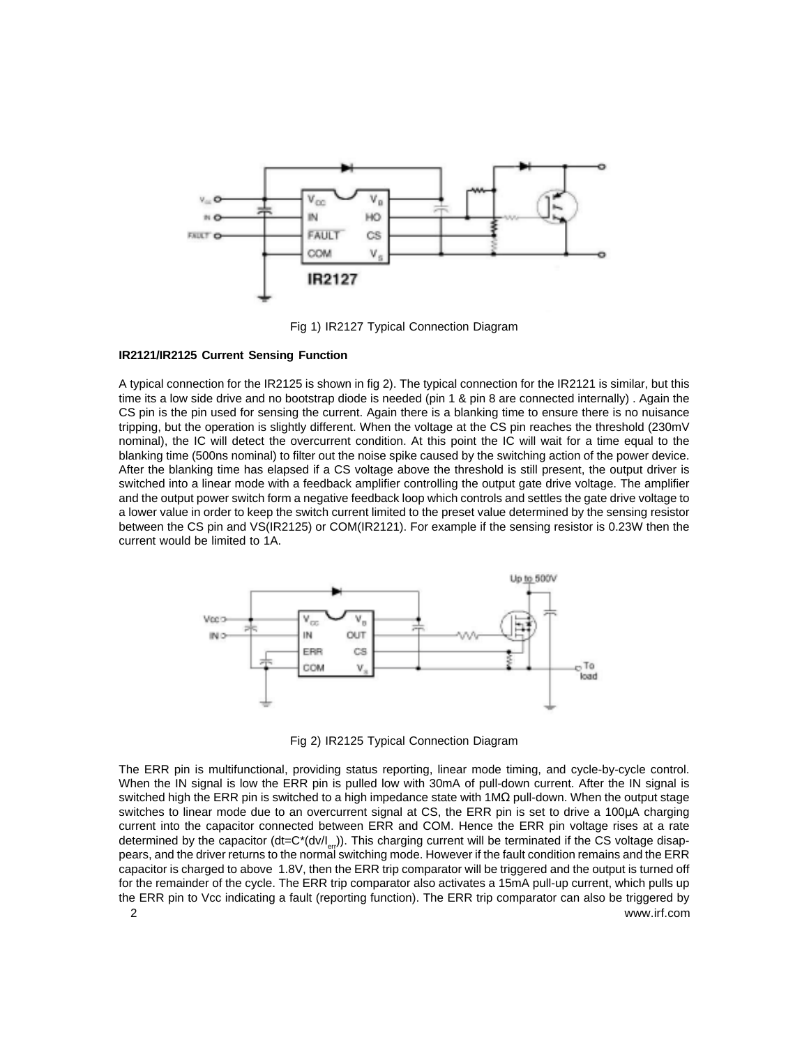Fig 1) IR2127 Typical Connection Diagram

**IR2121/IR2125 Current Sensing Function**

A typical connection for the IR2125 is shown in fig 2). The typical connection for the IR2121 is similar, but this time its a low side drive and no bootstrap diode is needed (pin 1 & pin 8 are connected internally) . Again the CS pin is the pin used for sensing the current. Again there is a blanking time to ensure there is no nuisance tripping, but the operation is slightly different. When the voltage at the CS pin reaches the threshold (230mV nominal), the IC will detect the overcurrent condition. At this point the IC will wait for a time equal to the blanking time (500ns nominal) to filter out the noise spike caused by the switching action of the power device. After the blanking time has elapsed if a CS voltage above the threshold is still present, the output driver is switched into a linear mode with a feedback amplifier controlling the output gate drive voltage. The amplifier and the output power switch form a negative feedback loop which controls and settles the gate drive voltage to a lower value in order to keep the switch current limited to the preset value determined by the sensing resistor between the CS pin and VS(IR2125) or COM(IR2121). For example if the sensing resistor is 0.23W then the current would be limited to 1A.

Fig 2) IR2125 Typical Connection Diagram

The ERR pin is multifunctional, providing status reporting, linear mode timing, and cycle-by-cycle control. When the IN signal is low the ERR pin is pulled low with 30mA of pull-down current. After the IN signal is switched high the ERR pin is switched to a high impedance state with 1MΩ pull-down. When the output stage switches to linear mode due to an overcurrent signal at CS, the ERR pin is set to drive a 100μA charging current into the capacitor connected between ERR and COM. Hence the ERR pin voltage rises at a rate determined by the capacitor ($dt=C*(dv/I_{err})$). This charging current will be terminated if the CS voltage disappears, and the driver returns to the normal switching mode. However if the fault condition remains and the ERR capacitor is charged to above 1.8V, then the ERR trip comparator will be triggered and the output is turned off for the remainder of the cycle. The ERR trip comparator also activates a 15mA pull-up current, which pulls up the ERR pin to Vcc indicating a fault (reporting function). The ERR trip comparator can also be triggered by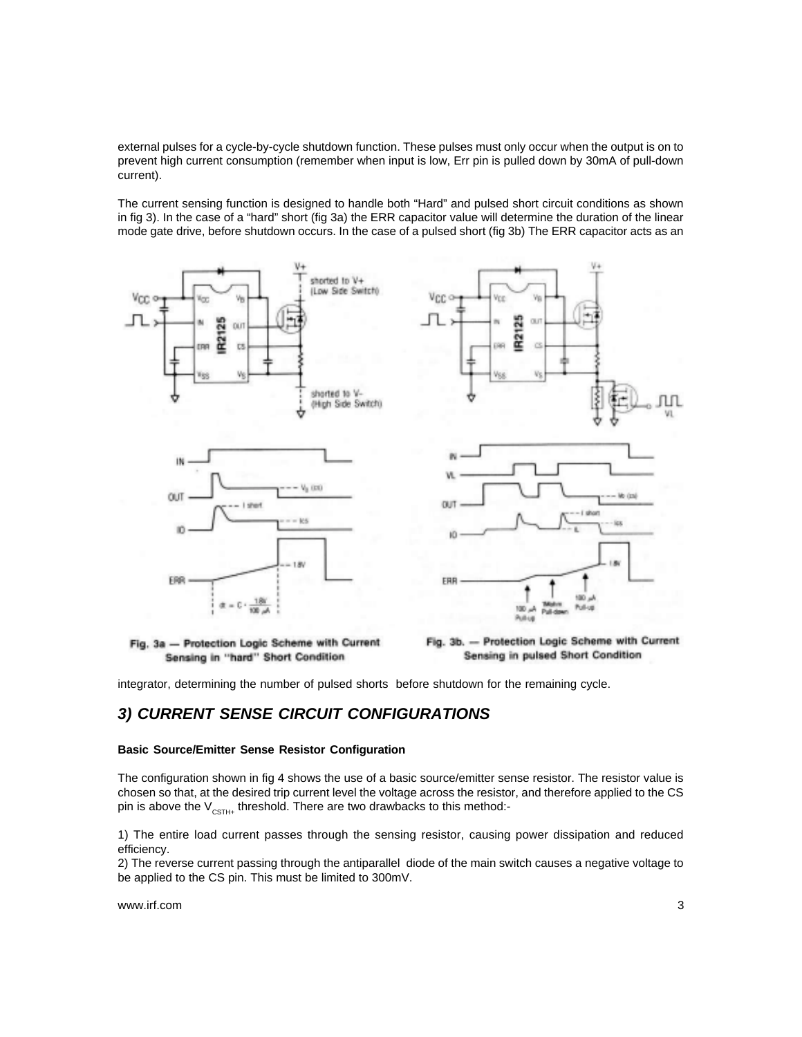external pulses for a cycle-by-cycle shutdown function. These pulses must only occur when the output is on to prevent high current consumption (remember when input is low, Err pin is pulled down by 30mA of pull-down current).

The current sensing function is designed to handle both "Hard" and pulsed short circuit conditions as shown in fig 3). In the case of a "hard" short (fig 3a) the ERR capacitor value will determine the duration of the linear mode gate drive, before shutdown occurs. In the case of a pulsed short (fig 3b) The ERR capacitor acts as an

Fig. 3a — Protection Logic Scheme with Current Sensing in "hard" Short Condition

Fig. 3b. — Protection Logic Scheme with Current Sensing in pulsed Short Condition

integrator, determining the number of pulsed shorts before shutdown for the remaining cycle.

## *3) CURRENT SENSE CIRCUIT CONFIGURATIONS*

**Basic Source/Emitter Sense Resistor Configuration**

The configuration shown in fig 4 shows the use of a basic source/emitter sense resistor. The resistor value is chosen so that, at the desired trip current level the voltage across the resistor, and therefore applied to the CS pin is above the $V_{CSTH+}$ threshold. There are two drawbacks to this method:-

1) The entire load current passes through the sensing resistor, causing power dissipation and reduced efficiency.
2) The reverse current passing through the antiparallel diode of the main switch causes a negative voltage to be applied to the CS pin. This must be limited to 300mV.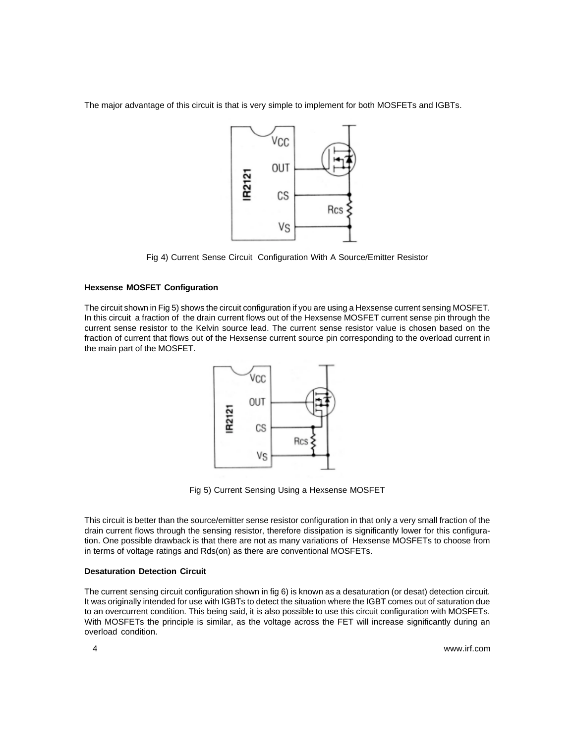The major advantage of this circuit is that is very simple to implement for both MOSFETs and IGBTs.

Fig 4) Current Sense Circuit Configuration With A Source/Emitter Resistor

**Hexsense MOSFET Configuration**

The circuit shown in Fig 5) shows the circuit configuration if you are using a Hexsense current sensing MOSFET. In this circuit a fraction of the drain current flows out of the Hexsense MOSFET current sense pin through the current sense resistor to the Kelvin source lead. The current sense resistor value is chosen based on the fraction of current that flows out of the Hexsense current source pin corresponding to the overload current in the main part of the MOSFET.

Fig 5) Current Sensing Using a Hexsense MOSFET

This circuit is better than the source/emitter sense resistor configuration in that only a very small fraction of the drain current flows through the sensing resistor, therefore dissipation is significantly lower for this configuration. One possible drawback is that there are not as many variations of Hexsense MOSFETs to choose from in terms of voltage ratings and Rds(on) as there are conventional MOSFETs.

**Desaturation Detection Circuit**

The current sensing circuit configuration shown in fig 6) is known as a desaturation (or desat) detection circuit. It was originally intended for use with IGBTs to detect the situation where the IGBT comes out of saturation due to an overcurrent condition. This being said, it is also possible to use this circuit configuration with MOSFETs. With MOSFETs the principle is similar, as the voltage across the FET will increase significantly during an overload condition.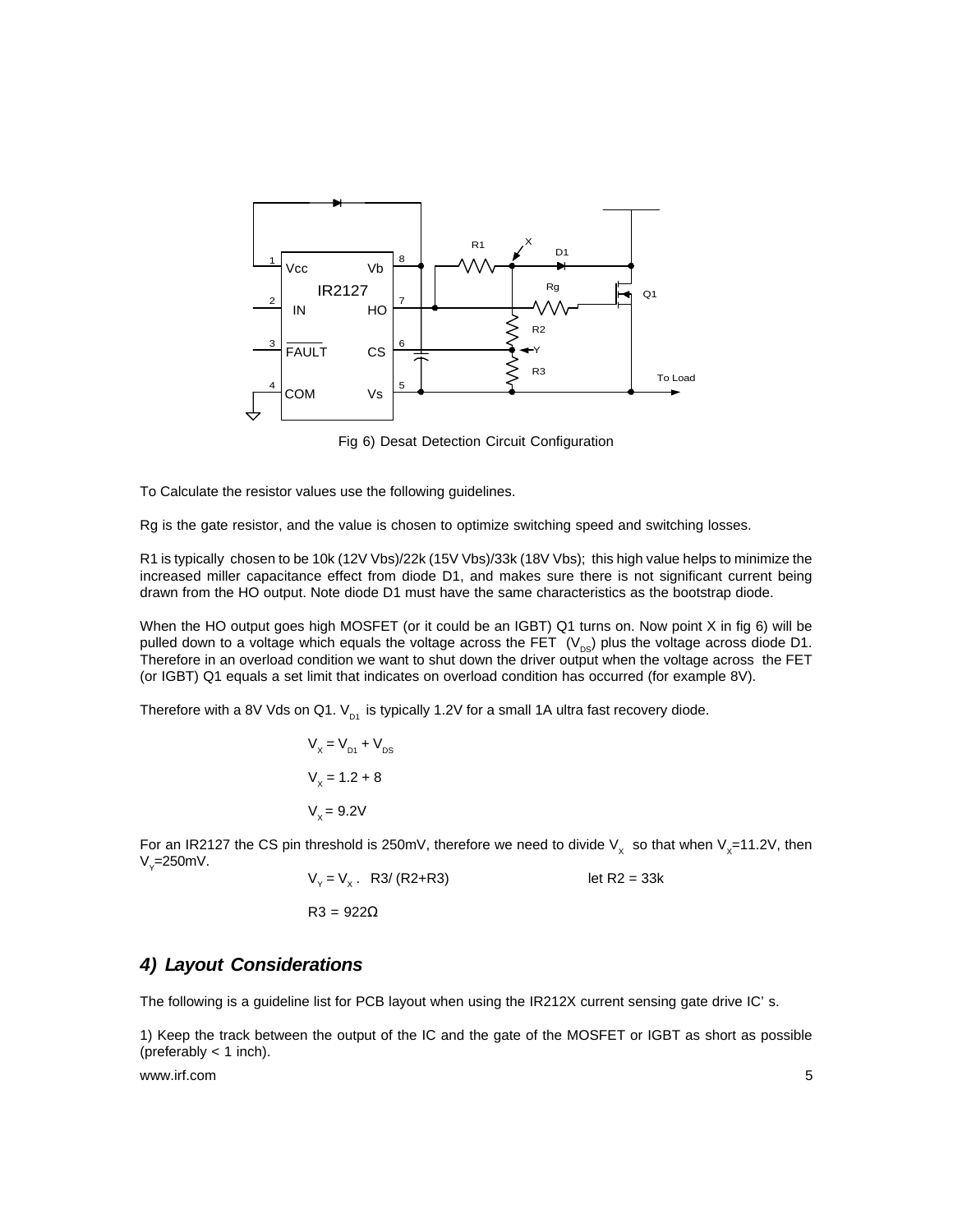Fig 6) Desat Detection Circuit Configuration

To Calculate the resistor values use the following guidelines.

Rg is the gate resistor, and the value is chosen to optimize switching speed and switching losses.

R1 is typically chosen to be 10k (12V Vbs)/22k (15V Vbs)/33k (18V Vbs); this high value helps to minimize the increased miller capacitance effect from diode D1, and makes sure there is not significant current being drawn from the HO output. Note diode D1 must have the same characteristics as the bootstrap diode.

When the HO output goes high MOSFET (or it could be an IGBT) Q1 turns on. Now point X in fig 6) will be pulled down to a voltage which equals the voltage across the FET ($V_{DS}$) plus the voltage across diode D1. Therefore in an overload condition we want to shut down the driver output when the voltage across the FET (or IGBT) Q1 equals a set limit that indicates on overload condition has occurred (for example 8V).

Therefore with a 8V Vds on Q1. $V_{D1}$ is typically 1.2V for a small 1A ultra fast recovery diode.

$$V_X = V_{D1} + V_{DS}$$

$$V_X = 1.2 + 8$$

$$V_X = 9.2V$$

For an IR2127 the CS pin threshold is 250mV, therefore we need to divide $V_X$ so that when $V_X$=11.2V, then $V_Y$=250mV.

$$V_Y = V_X \cdot R3/(R2+R3) \qquad \text{let } R2 = 33k$$

$$R3 = 922\Omega$$

## *4) Layout Considerations*

The following is a guideline list for PCB layout when using the IR212X current sensing gate drive IC' s.

1) Keep the track between the output of the IC and the gate of the MOSFET or IGBT as short as possible (preferably < 1 inch).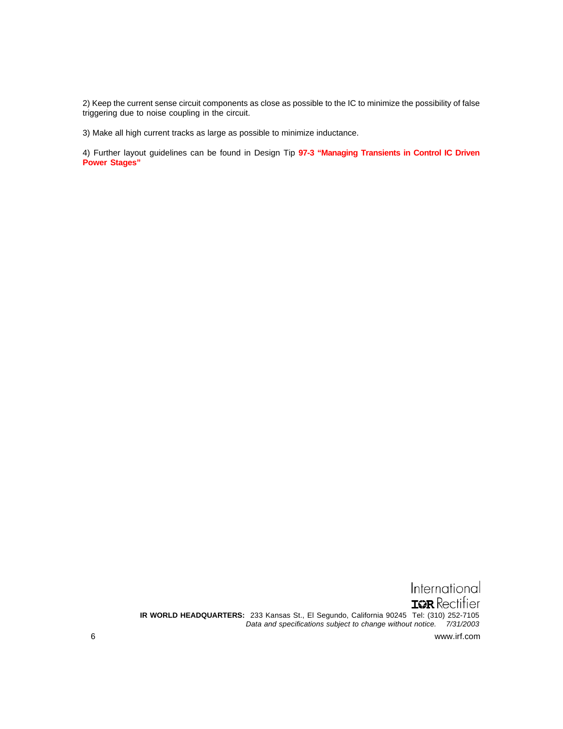2) Keep the current sense circuit components as close as possible to the IC to minimize the possibility of false triggering due to noise coupling in the circuit.

3) Make all high current tracks as large as possible to minimize inductance.

4) Further layout guidelines can be found in Design Tip **97-3 "Managing Transients in Control IC Driven Power Stages"**

International
IOR Rectifier

**IR WORLD HEADQUARTERS:** 233 Kansas St., El Segundo, California 90245 Tel: (310) 252-7105

*Data and specifications subject to change without notice. 7/31/2003*

www.irf.com